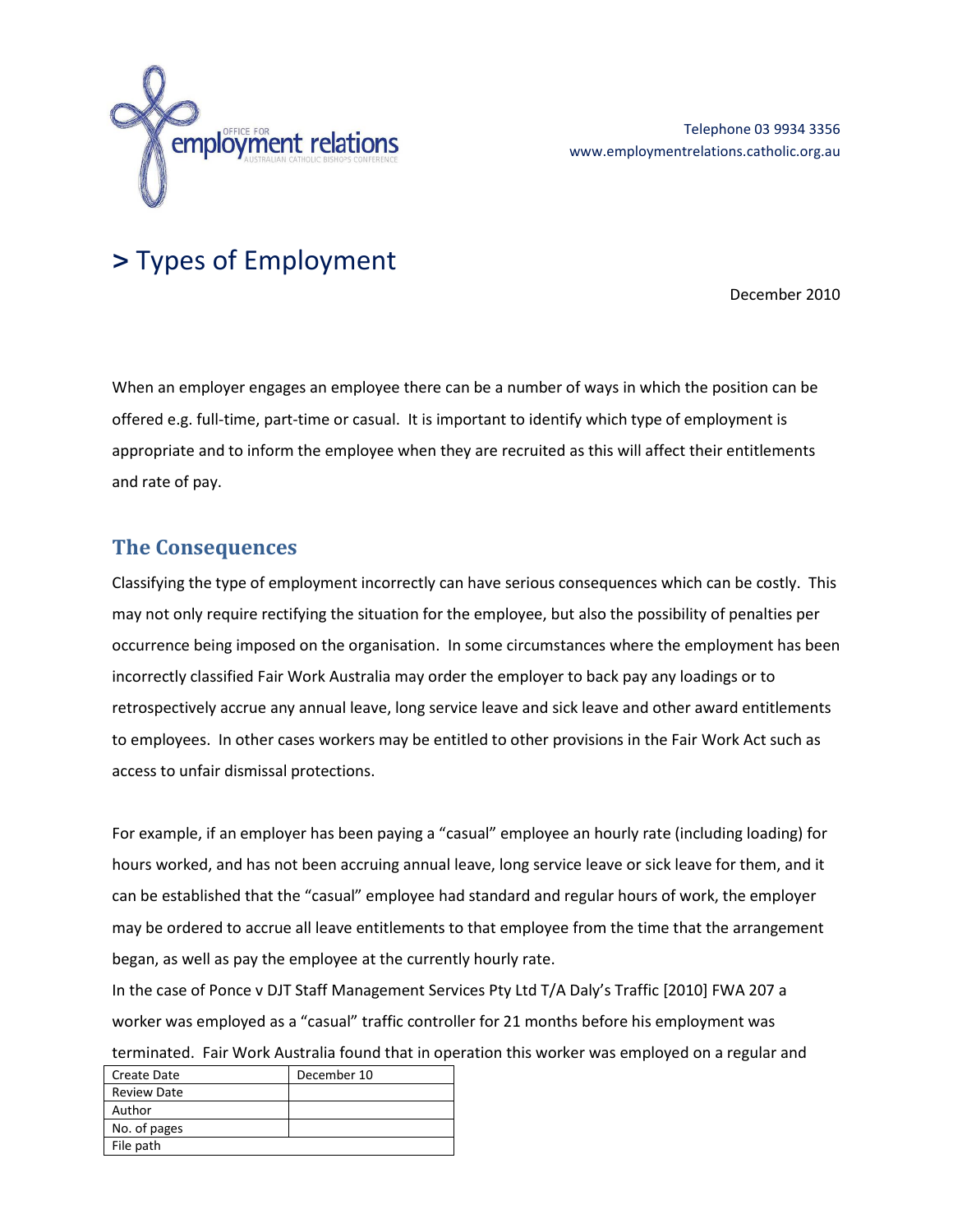Telephone 03 9934 3356
www.employmentrelations.catholic.org.au

# > Types of Employment

December 2010

When an employer engages an employee there can be a number of ways in which the position can be offered e.g. full-time, part-time or casual. It is important to identify which type of employment is appropriate and to inform the employee when they are recruited as this will affect their entitlements and rate of pay.

## The Consequences

Classifying the type of employment incorrectly can have serious consequences which can be costly. This may not only require rectifying the situation for the employee, but also the possibility of penalties per occurrence being imposed on the organisation. In some circumstances where the employment has been incorrectly classified Fair Work Australia may order the employer to back pay any loadings or to retrospectively accrue any annual leave, long service leave and sick leave and other award entitlements to employees. In other cases workers may be entitled to other provisions in the Fair Work Act such as access to unfair dismissal protections.

For example, if an employer has been paying a "casual" employee an hourly rate (including loading) for hours worked, and has not been accruing annual leave, long service leave or sick leave for them, and it can be established that the "casual" employee had standard and regular hours of work, the employer may be ordered to accrue all leave entitlements to that employee from the time that the arrangement began, as well as pay the employee at the currently hourly rate.

In the case of Ponce v DJT Staff Management Services Pty Ltd T/A Daly's Traffic [2010] FWA 207 a worker was employed as a "casual" traffic controller for 21 months before his employment was terminated. Fair Work Australia found that in operation this worker was employed on a regular and

| Create Date | December 10 |
|---|---|
| Review Date | |
| Author | |
| No. of pages | |
| File path | |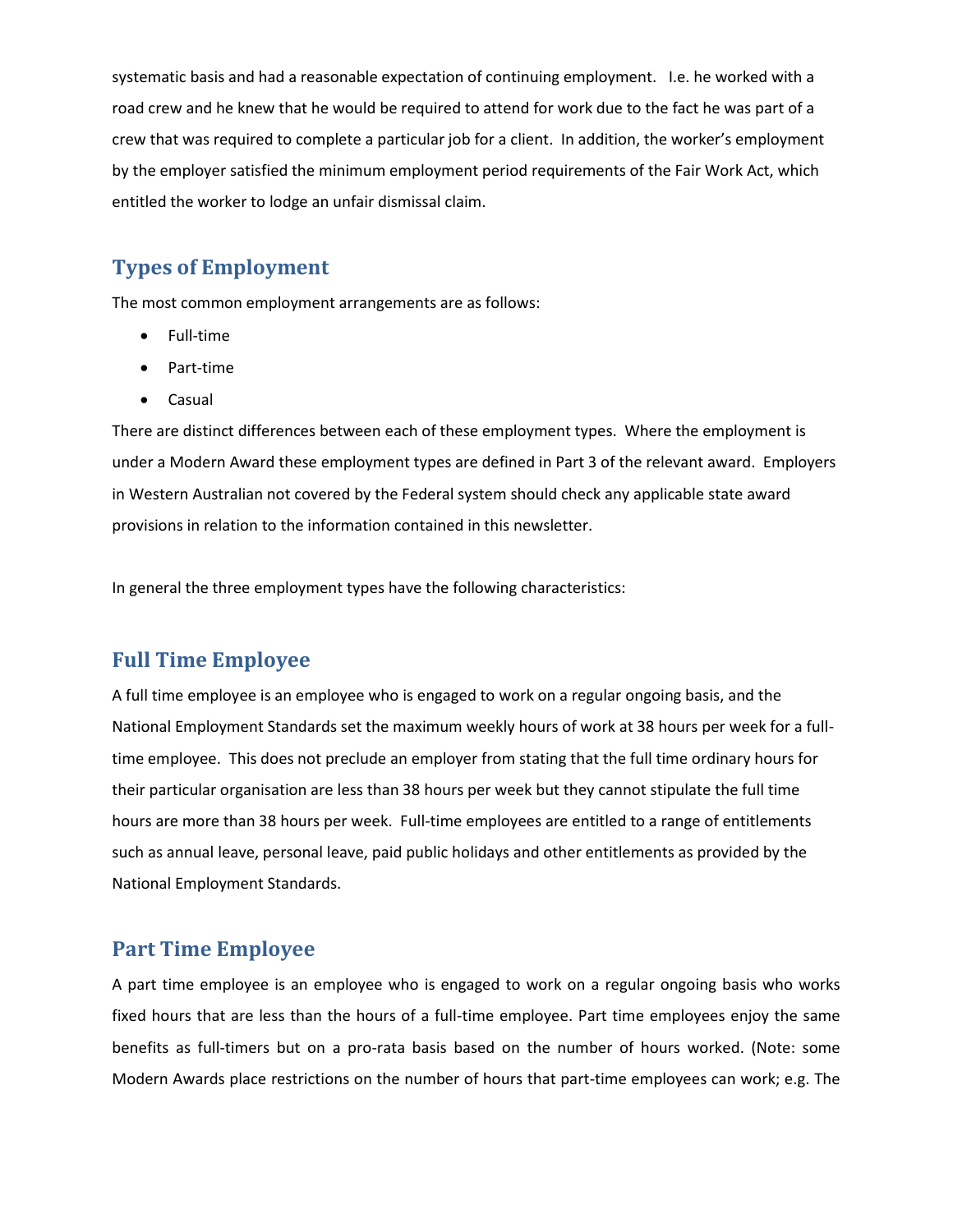systematic basis and had a reasonable expectation of continuing employment. I.e. he worked with a road crew and he knew that he would be required to attend for work due to the fact he was part of a crew that was required to complete a particular job for a client. In addition, the worker's employment by the employer satisfied the minimum employment period requirements of the Fair Work Act, which entitled the worker to lodge an unfair dismissal claim.

## Types of Employment

The most common employment arrangements are as follows:

- Full-time
- Part-time
- Casual

There are distinct differences between each of these employment types. Where the employment is under a Modern Award these employment types are defined in Part 3 of the relevant award. Employers in Western Australian not covered by the Federal system should check any applicable state award provisions in relation to the information contained in this newsletter.

In general the three employment types have the following characteristics:

## Full Time Employee

A full time employee is an employee who is engaged to work on a regular ongoing basis, and the National Employment Standards set the maximum weekly hours of work at 38 hours per week for a full-time employee. This does not preclude an employer from stating that the full time ordinary hours for their particular organisation are less than 38 hours per week but they cannot stipulate the full time hours are more than 38 hours per week. Full-time employees are entitled to a range of entitlements such as annual leave, personal leave, paid public holidays and other entitlements as provided by the National Employment Standards.

## Part Time Employee

A part time employee is an employee who is engaged to work on a regular ongoing basis who works fixed hours that are less than the hours of a full-time employee. Part time employees enjoy the same benefits as full-timers but on a pro-rata basis based on the number of hours worked. (Note: some Modern Awards place restrictions on the number of hours that part-time employees can work; e.g. The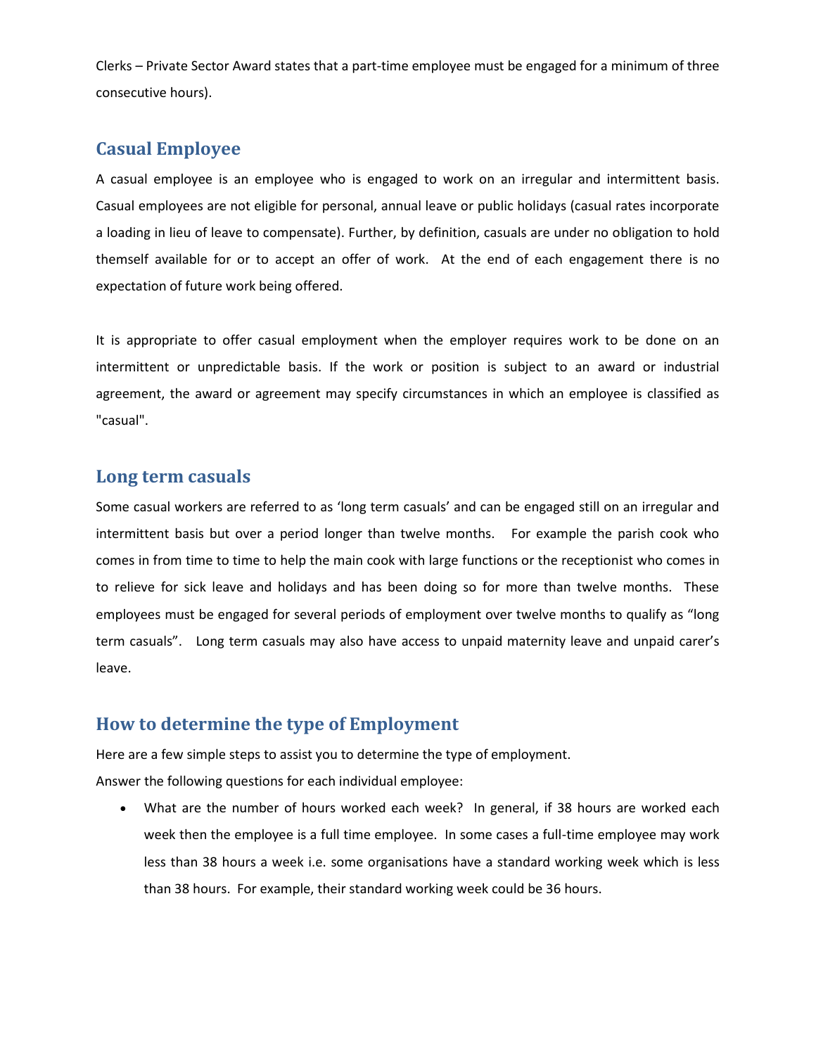Clerks – Private Sector Award states that a part-time employee must be engaged for a minimum of three consecutive hours).

## Casual Employee

A casual employee is an employee who is engaged to work on an irregular and intermittent basis. Casual employees are not eligible for personal, annual leave or public holidays (casual rates incorporate a loading in lieu of leave to compensate). Further, by definition, casuals are under no obligation to hold themself available for or to accept an offer of work. At the end of each engagement there is no expectation of future work being offered.

It is appropriate to offer casual employment when the employer requires work to be done on an intermittent or unpredictable basis. If the work or position is subject to an award or industrial agreement, the award or agreement may specify circumstances in which an employee is classified as "casual".

## Long term casuals

Some casual workers are referred to as 'long term casuals' and can be engaged still on an irregular and intermittent basis but over a period longer than twelve months. For example the parish cook who comes in from time to time to help the main cook with large functions or the receptionist who comes in to relieve for sick leave and holidays and has been doing so for more than twelve months. These employees must be engaged for several periods of employment over twelve months to qualify as "long term casuals". Long term casuals may also have access to unpaid maternity leave and unpaid carer's leave.

## How to determine the type of Employment

Here are a few simple steps to assist you to determine the type of employment.

Answer the following questions for each individual employee:

- What are the number of hours worked each week? In general, if 38 hours are worked each week then the employee is a full time employee. In some cases a full-time employee may work less than 38 hours a week i.e. some organisations have a standard working week which is less than 38 hours. For example, their standard working week could be 36 hours.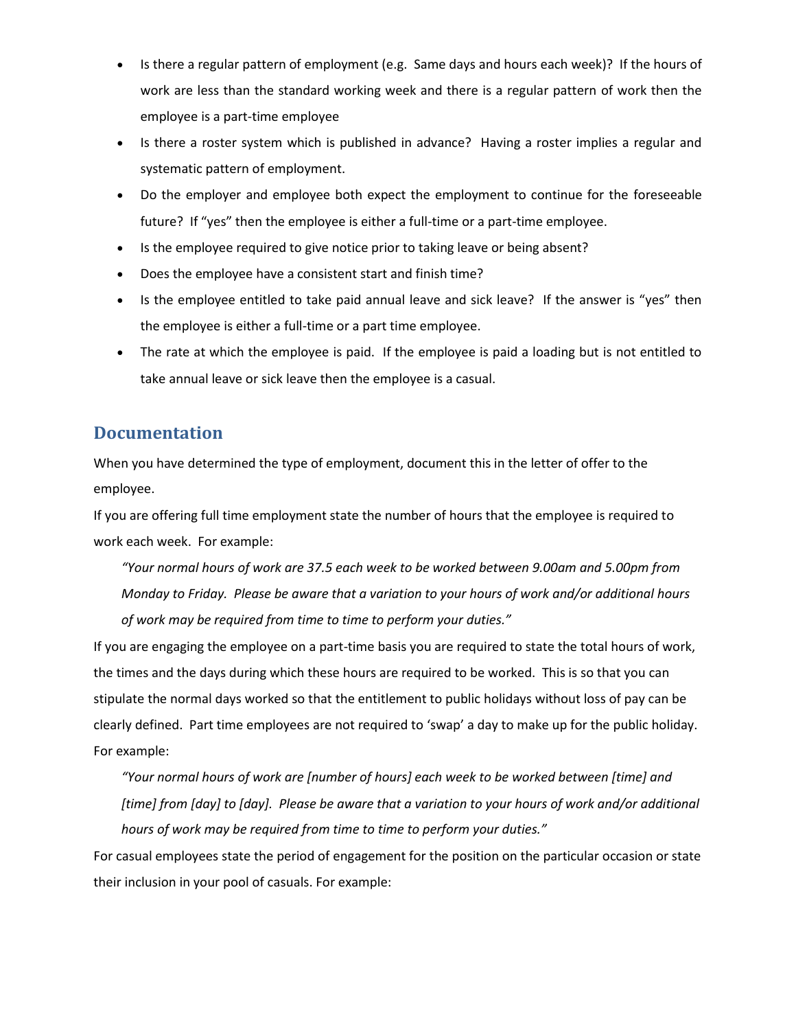- Is there a regular pattern of employment (e.g. Same days and hours each week)? If the hours of work are less than the standard working week and there is a regular pattern of work then the employee is a part-time employee
- Is there a roster system which is published in advance? Having a roster implies a regular and systematic pattern of employment.
- Do the employer and employee both expect the employment to continue for the foreseeable future? If "yes" then the employee is either a full-time or a part-time employee.
- Is the employee required to give notice prior to taking leave or being absent?
- Does the employee have a consistent start and finish time?
- Is the employee entitled to take paid annual leave and sick leave? If the answer is "yes" then the employee is either a full-time or a part time employee.
- The rate at which the employee is paid. If the employee is paid a loading but is not entitled to take annual leave or sick leave then the employee is a casual.

## Documentation

When you have determined the type of employment, document this in the letter of offer to the employee.

If you are offering full time employment state the number of hours that the employee is required to work each week. For example:

> *"Your normal hours of work are 37.5 each week to be worked between 9.00am and 5.00pm from Monday to Friday. Please be aware that a variation to your hours of work and/or additional hours of work may be required from time to time to perform your duties."*

If you are engaging the employee on a part-time basis you are required to state the total hours of work, the times and the days during which these hours are required to be worked. This is so that you can stipulate the normal days worked so that the entitlement to public holidays without loss of pay can be clearly defined. Part time employees are not required to 'swap' a day to make up for the public holiday. For example:

> *"Your normal hours of work are [number of hours] each week to be worked between [time] and [time] from [day] to [day]. Please be aware that a variation to your hours of work and/or additional hours of work may be required from time to time to perform your duties."*

For casual employees state the period of engagement for the position on the particular occasion or state their inclusion in your pool of casuals. For example: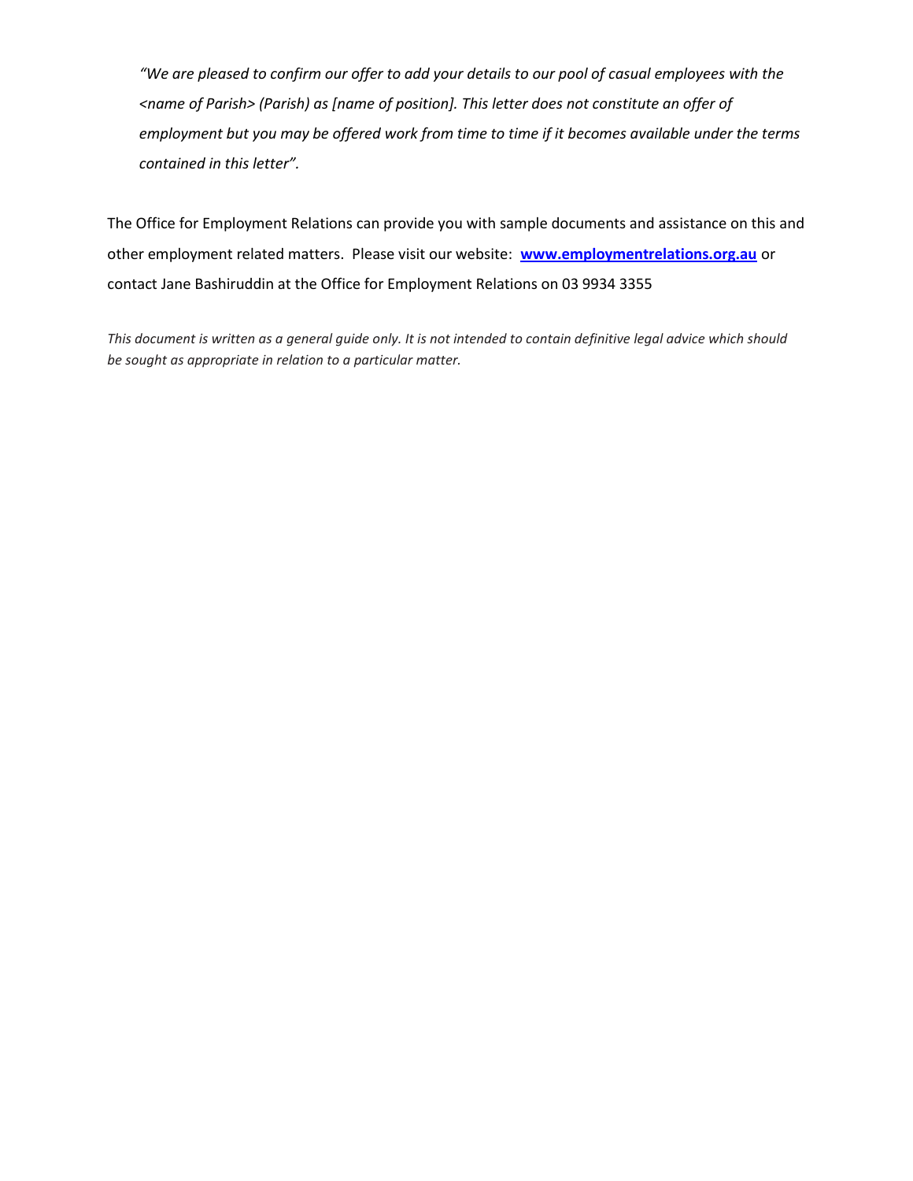*"We are pleased to confirm our offer to add your details to our pool of casual employees with the <name of Parish> (Parish) as [name of position]. This letter does not constitute an offer of employment but you may be offered work from time to time if it becomes available under the terms contained in this letter".*

The Office for Employment Relations can provide you with sample documents and assistance on this and other employment related matters. Please visit our website: **[www.employmentrelations.org.au](http://www.employmentrelations.org.au)** or contact Jane Bashiruddin at the Office for Employment Relations on 03 9934 3355

*This document is written as a general guide only. It is not intended to contain definitive legal advice which should be sought as appropriate in relation to a particular matter.*